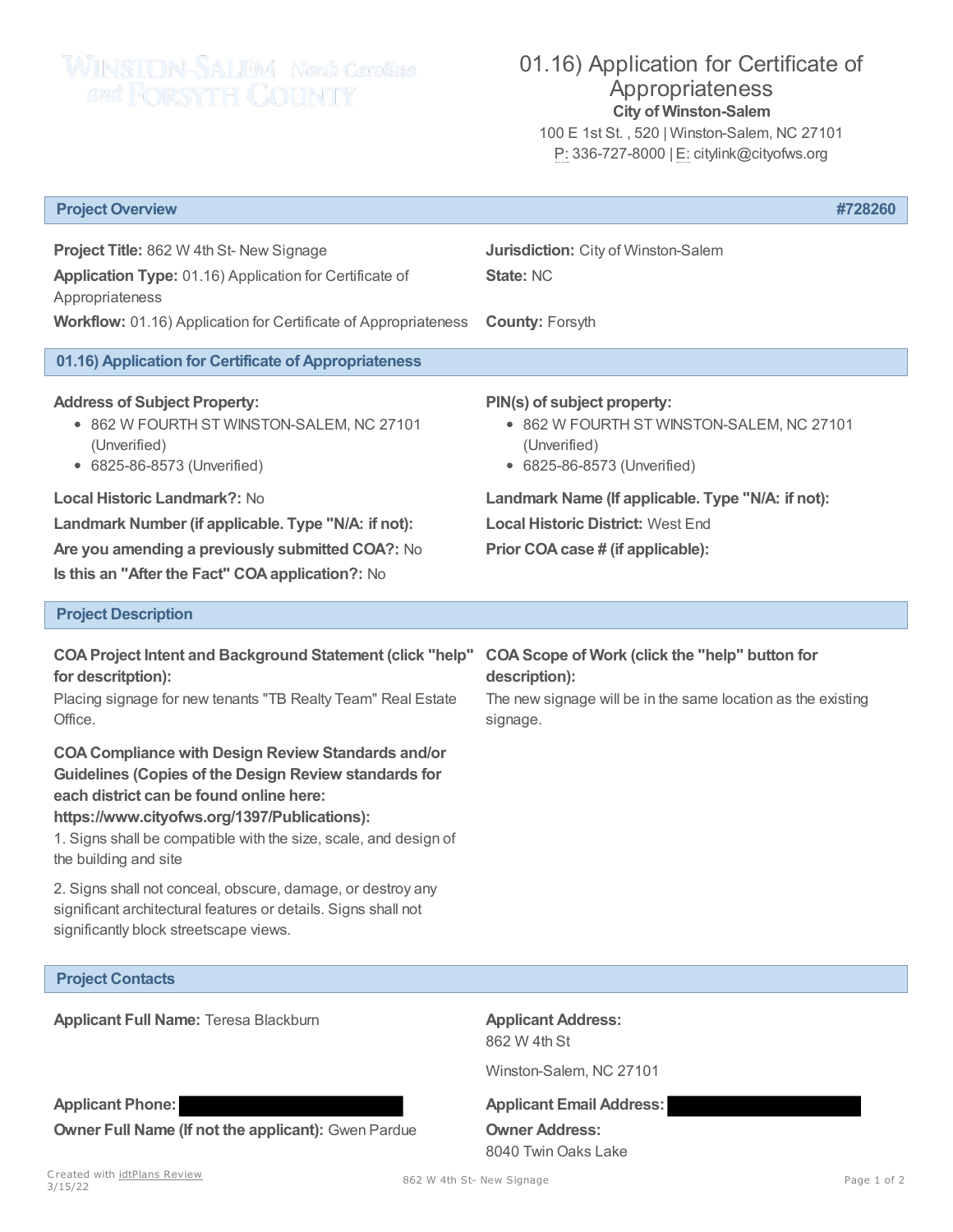WINSTON-SALEM North Carolina and FORSYTH COUNTY

# 01.16) Application for Certificate of Appropriateness

**City of Winston-Salem**

100 E 1st St. , 520 | Winston-Salem, NC 27101

P: 336-727-8000 | E: citylink@cityofws.org

## Project Overview #728260

**Project Title:** 862 W 4th St- New Signage

**Application Type:** 01.16) Application for Certificate of Appropriateness

**Workflow:** 01.16) Application for Certificate of Appropriateness

**Jurisdiction:** City of Winston-Salem

**State:** NC

**County:** Forsyth

## 01.16) Application for Certificate of Appropriateness

**Address of Subject Property:**

- 862 W FOURTH ST WINSTON-SALEM, NC 27101 (Unverified)
- 6825-86-8573 (Unverified)

**PIN(s) of subject property:**

- 862 W FOURTH ST WINSTON-SALEM, NC 27101 (Unverified)
- 6825-86-8573 (Unverified)

**Local Historic Landmark?:** No

**Landmark Name (If applicable. Type "N/A: if not):**

**Landmark Number (if applicable. Type "N/A: if not):**

**Local Historic District:** West End

**Are you amending a previously submitted COA?:** No

**Prior COA case # (if applicable):**

**Is this an "After the Fact" COA application?:** No

## Project Description

**COA Project Intent and Background Statement (click "help" for descritption):**

Placing signage for new tenants "TB Realty Team" Real Estate Office.

**COA Scope of Work (click the "help" button for description):**

The new signage will be in the same location as the existing signage.

**COA Compliance with Design Review Standards and/or Guidelines (Copies of the Design Review standards for each district can be found online here: https://www.cityofws.org/1397/Publications):**

1. Signs shall be compatible with the size, scale, and design of the building and site

2. Signs shall not conceal, obscure, damage, or destroy any significant architectural features or details. Signs shall not significantly block streetscape views.

## Project Contacts

**Applicant Full Name:** Teresa Blackburn

**Applicant Address:**

862 W 4th St

Winston-Salem, NC 27101

**Applicant Phone:** [REDACTED]

**Applicant Email Address:** [REDACTED]

**Owner Full Name (If not the applicant):** Gwen Pardue

**Owner Address:**

8040 Twin Oaks Lake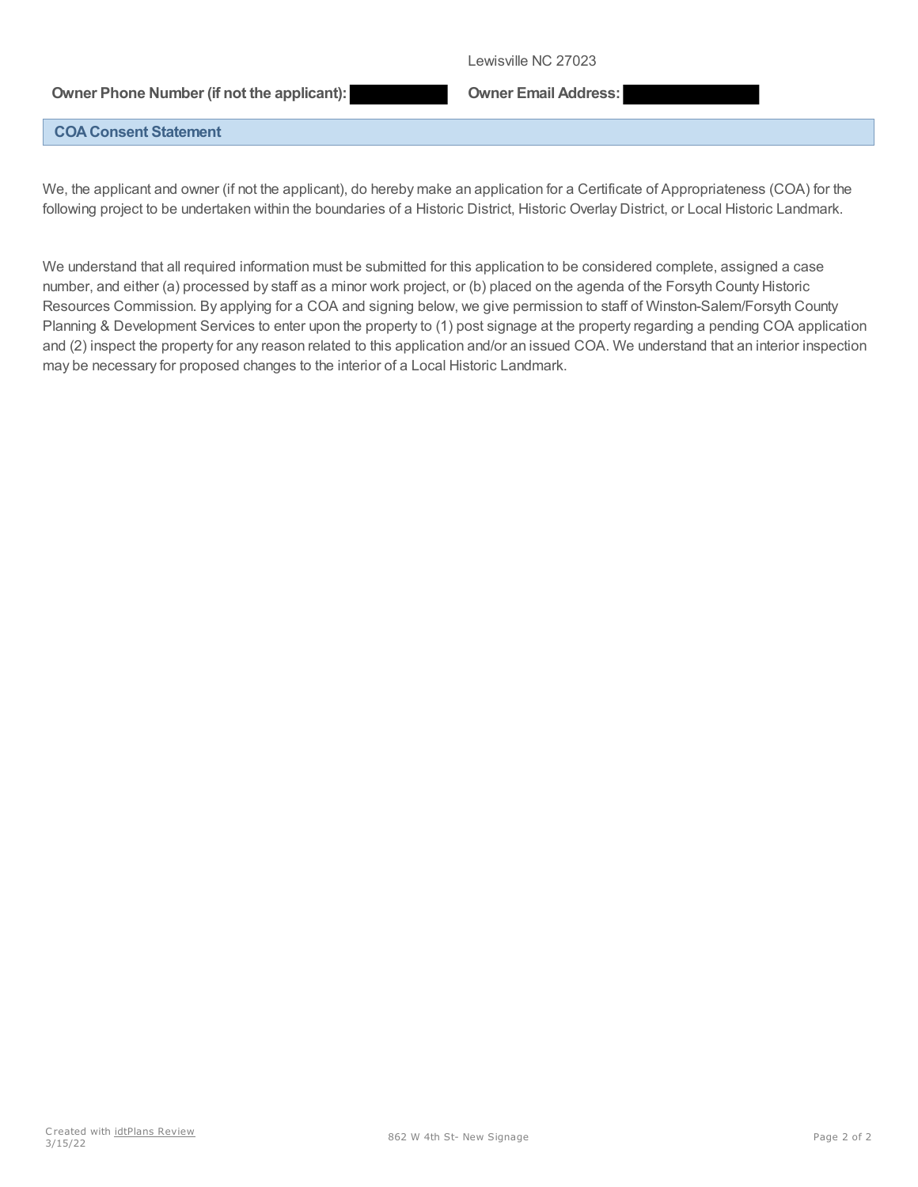Lewisville NC 27023

**Owner Phone Number (if not the applicant):** 

**Owner Email Address:** 

## COA Consent Statement

We, the applicant and owner (if not the applicant), do hereby make an application for a Certificate of Appropriateness (COA) for the following project to be undertaken within the boundaries of a Historic District, Historic Overlay District, or Local Historic Landmark.

We understand that all required information must be submitted for this application to be considered complete, assigned a case number, and either (a) processed by staff as a minor work project, or (b) placed on the agenda of the Forsyth County Historic Resources Commission. By applying for a COA and signing below, we give permission to staff of Winston-Salem/Forsyth County Planning & Development Services to enter upon the property to (1) post signage at the property regarding a pending COA application and (2) inspect the property for any reason related to this application and/or an issued COA. We understand that an interior inspection may be necessary for proposed changes to the interior of a Local Historic Landmark.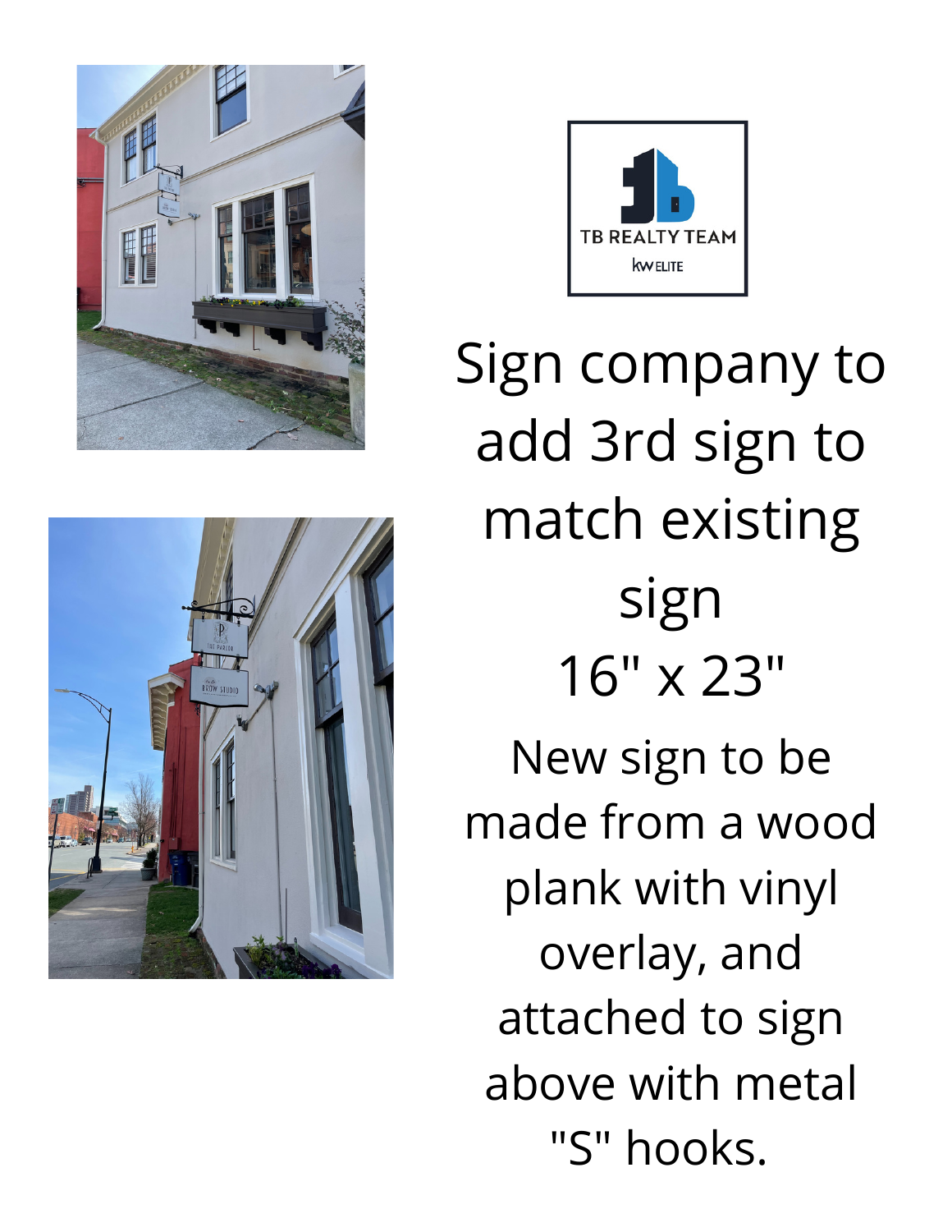TB REALTY TEAM

KW ELITE

# Sign company to add 3rd sign to match existing sign 16" x 23"

New sign to be made from a wood plank with vinyl overlay, and attached to sign above with metal "S" hooks.